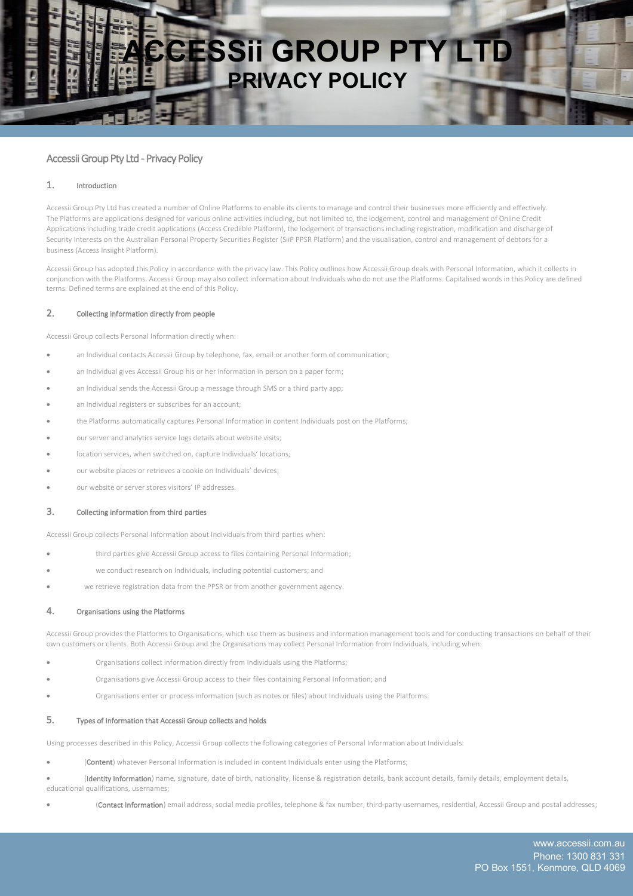# ACCESSii GROUP PTY LTD
# PRIVACY POLICY

## Accessii Group Pty Ltd - Privacy Policy

### 1. Introduction

Accessii Group Pty Ltd has created a number of Online Platforms to enable its clients to manage and control their businesses more efficiently and effectively. The Platforms are applications designed for various online activities including, but not limited to, the lodgement, control and management of Online Credit Applications including trade credit applications (Access Crediible Platform), the lodgement of transactions including registration, modification and discharge of Security Interests on the Australian Personal Property Securities Register (SiiP PPSR Platform) and the visualisation, control and management of debtors for a business (Access Insiight Platform).

Accessii Group has adopted this Policy in accordance with the privacy law. This Policy outlines how Accessii Group deals with Personal Information, which it collects in conjunction with the Platforms. Accessii Group may also collect information about Individuals who do not use the Platforms. Capitalised words in this Policy are defined terms. Defined terms are explained at the end of this Policy.

### 2. Collecting information directly from people

Accessii Group collects Personal Information directly when:

- an Individual contacts Accessii Group by telephone, fax, email or another form of communication;
- an Individual gives Accessii Group his or her information in person on a paper form;
- an Individual sends the Accessii Group a message through SMS or a third party app;
- an Individual registers or subscribes for an account;
- the Platforms automatically captures Personal Information in content Individuals post on the Platforms;
- our server and analytics service logs details about website visits;
- location services, when switched on, capture Individuals' locations;
- our website places or retrieves a cookie on Individuals' devices;
- our website or server stores visitors' IP addresses.

### 3. Collecting information from third parties

Accessii Group collects Personal Information about Individuals from third parties when:

- third parties give Accessii Group access to files containing Personal Information;
- we conduct research on Individuals, including potential customers; and
- we retrieve registration data from the PPSR or from another government agency.

### 4. Organisations using the Platforms

Accessii Group provides the Platforms to Organisations, which use them as business and information management tools and for conducting transactions on behalf of their own customers or clients. Both Accessii Group and the Organisations may collect Personal Information from Individuals, including when:

- Organisations collect information directly from Individuals using the Platforms;
- Organisations give Accessii Group access to their files containing Personal Information; and
- Organisations enter or process information (such as notes or files) about Individuals using the Platforms.

### 5. Types of Information that Accessii Group collects and holds

Using processes described in this Policy, Accessii Group collects the following categories of Personal Information about Individuals:

- (**Content**) whatever Personal Information is included in content Individuals enter using the Platforms;
- (**Identity Information**) name, signature, date of birth, nationality, license & registration details, bank account details, family details, employment details, educational qualifications, usernames;
- (**Contact Information**) email address, social media profiles, telephone & fax number, third-party usernames, residential, Accessii Group and postal addresses;

www.accessii.com.au
Phone: 1300 831 331
PO Box 1551, Kenmore, QLD 4069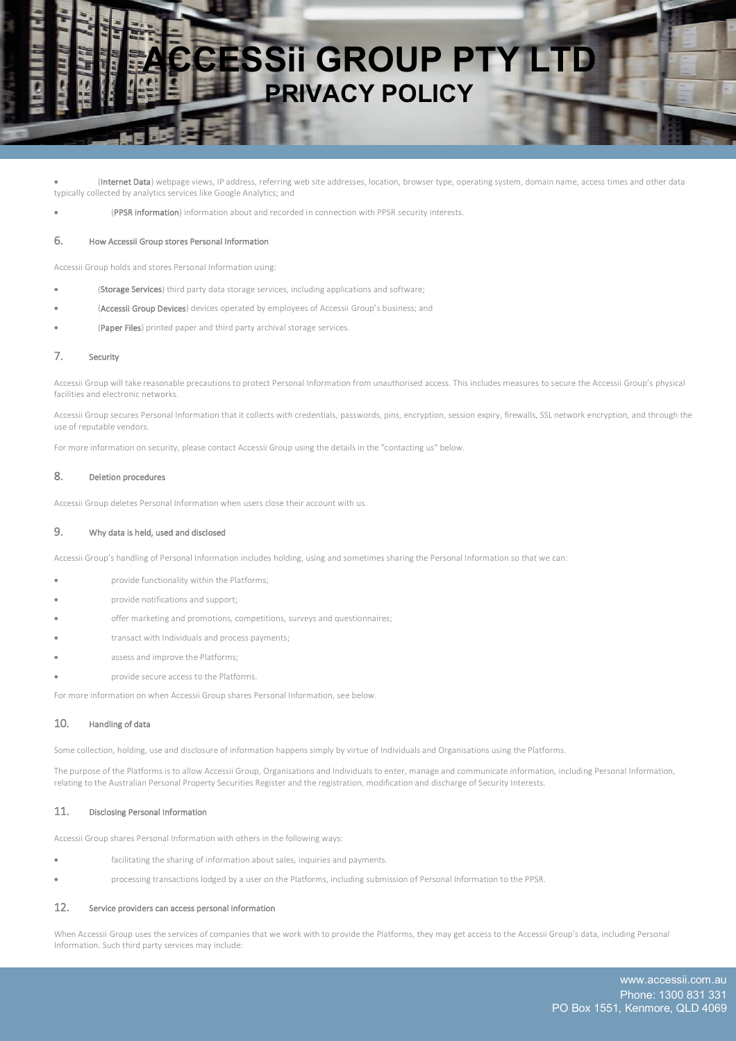- (**Internet Data**) webpage views, IP address, referring web site addresses, location, browser type, operating system, domain name, access times and other data typically collected by analytics services like Google Analytics; and
- (**PPSR information**) information about and recorded in connection with PPSR security interests.

## 6. How Accessii Group stores Personal Information

Accessii Group holds and stores Personal Information using:

- (**Storage Services**) third party data storage services, including applications and software;
- (**Accessii Group Devices**) devices operated by employees of Accessii Group's business; and
- (**Paper Files**) printed paper and third party archival storage services.

## 7. Security

Accessii Group will take reasonable precautions to protect Personal Information from unauthorised access. This includes measures to secure the Accessii Group's physical facilities and electronic networks.

Accessii Group secures Personal Information that it collects with credentials, passwords, pins, encryption, session expiry, firewalls, SSL network encryption, and through the use of reputable vendors.

For more information on security, please contact Accessii Group using the details in the "contacting us" below.

## 8. Deletion procedures

Accessii Group deletes Personal Information when users close their account with us.

## 9. Why data is held, used and disclosed

Accessii Group's handling of Personal Information includes holding, using and sometimes sharing the Personal Information so that we can:

- provide functionality within the Platforms;
- provide notifications and support;
- offer marketing and promotions, competitions, surveys and questionnaires;
- transact with Individuals and process payments;
- assess and improve the Platforms;
- provide secure access to the Platforms.

For more information on when Accessii Group shares Personal Information, see below.

## 10. Handling of data

Some collection, holding, use and disclosure of information happens simply by virtue of Individuals and Organisations using the Platforms.

The purpose of the Platforms is to allow Accessii Group, Organisations and Individuals to enter, manage and communicate information, including Personal Information, relating to the Australian Personal Property Securities Register and the registration, modification and discharge of Security Interests.

## 11. Disclosing Personal Information

Accessii Group shares Personal Information with others in the following ways:

- facilitating the sharing of information about sales, inquiries and payments.
- processing transactions lodged by a user on the Platforms, including submission of Personal Information to the PPSR.

## 12. Service providers can access personal information

When Accessii Group uses the services of companies that we work with to provide the Platforms, they may get access to the Accessii Group's data, including Personal Information. Such third party services may include: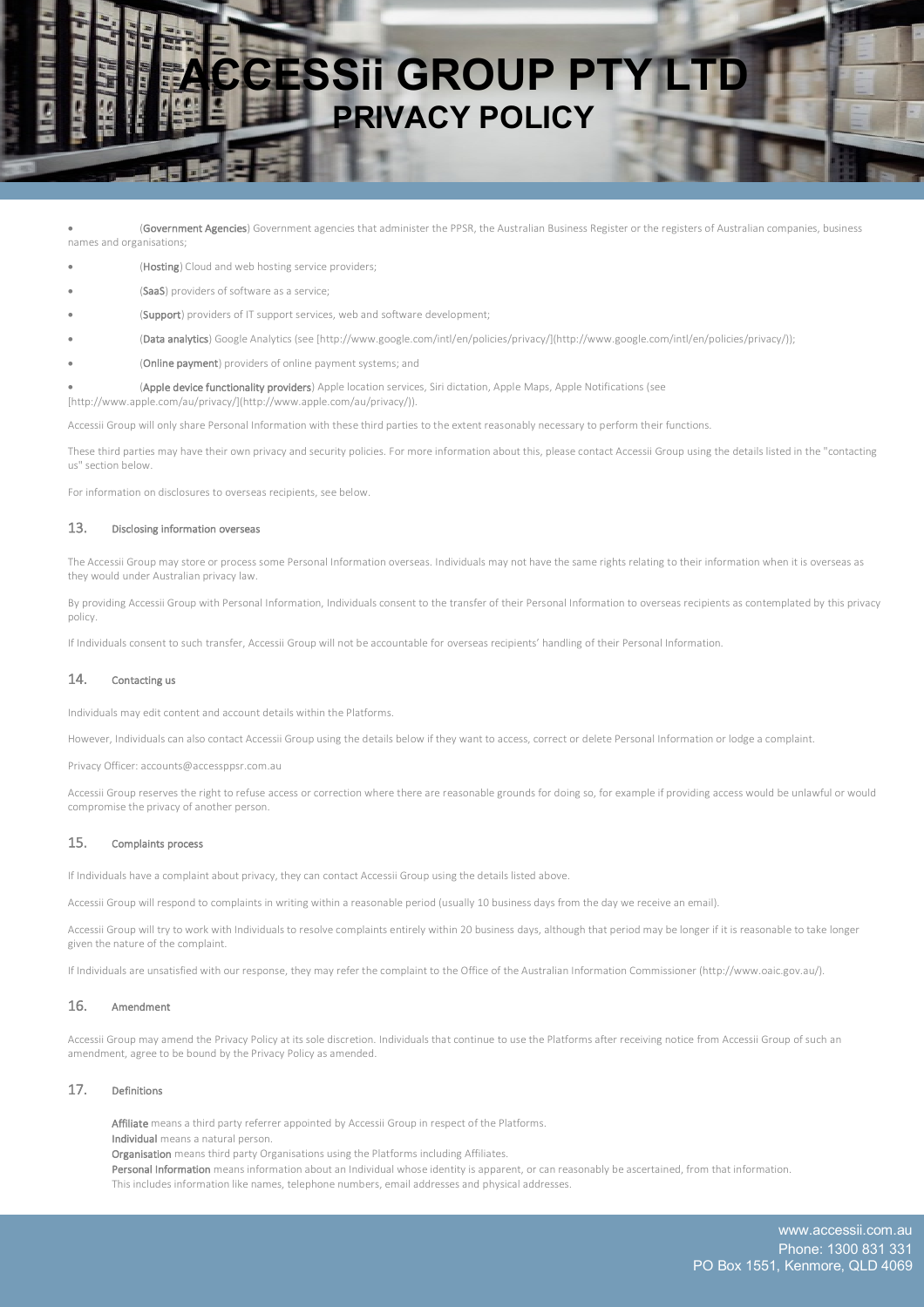- (**Government Agencies**) Government agencies that administer the PPSR, the Australian Business Register or the registers of Australian companies, business names and organisations;
- (**Hosting**) Cloud and web hosting service providers;
- (**SaaS**) providers of software as a service;
- (**Support**) providers of IT support services, web and software development;
- (**Data analytics**) Google Analytics (see [http://www.google.com/intl/en/policies/privacy/](http://www.google.com/intl/en/policies/privacy/));
- (**Online payment**) providers of online payment systems; and
- (**Apple device functionality providers**) Apple location services, Siri dictation, Apple Maps, Apple Notifications (see [http://www.apple.com/au/privacy/](http://www.apple.com/au/privacy/)).

Accessii Group will only share Personal Information with these third parties to the extent reasonably necessary to perform their functions.

These third parties may have their own privacy and security policies. For more information about this, please contact Accessii Group using the details listed in the "contacting us" section below.

For information on disclosures to overseas recipients, see below.

## 13. Disclosing information overseas

The Accessii Group may store or process some Personal Information overseas. Individuals may not have the same rights relating to their information when it is overseas as they would under Australian privacy law.

By providing Accessii Group with Personal Information, Individuals consent to the transfer of their Personal Information to overseas recipients as contemplated by this privacy policy.

If Individuals consent to such transfer, Accessii Group will not be accountable for overseas recipients' handling of their Personal Information.

## 14. Contacting us

Individuals may edit content and account details within the Platforms.

However, Individuals can also contact Accessii Group using the details below if they want to access, correct or delete Personal Information or lodge a complaint.

Privacy Officer: accounts@accessppsr.com.au

Accessii Group reserves the right to refuse access or correction where there are reasonable grounds for doing so, for example if providing access would be unlawful or would compromise the privacy of another person.

## 15. Complaints process

If Individuals have a complaint about privacy, they can contact Accessii Group using the details listed above.

Accessii Group will respond to complaints in writing within a reasonable period (usually 10 business days from the day we receive an email).

Accessii Group will try to work with Individuals to resolve complaints entirely within 20 business days, although that period may be longer if it is reasonable to take longer given the nature of the complaint.

If Individuals are unsatisfied with our response, they may refer the complaint to the Office of the Australian Information Commissioner (http://www.oaic.gov.au/).

## 16. Amendment

Accessii Group may amend the Privacy Policy at its sole discretion. Individuals that continue to use the Platforms after receiving notice from Accessii Group of such an amendment, agree to be bound by the Privacy Policy as amended.

## 17. Definitions

**Affiliate** means a third party referrer appointed by Accessii Group in respect of the Platforms.
**Individual** means a natural person.
**Organisation** means third party Organisations using the Platforms including Affiliates.
**Personal Information** means information about an Individual whose identity is apparent, or can reasonably be ascertained, from that information.
This includes information like names, telephone numbers, email addresses and physical addresses.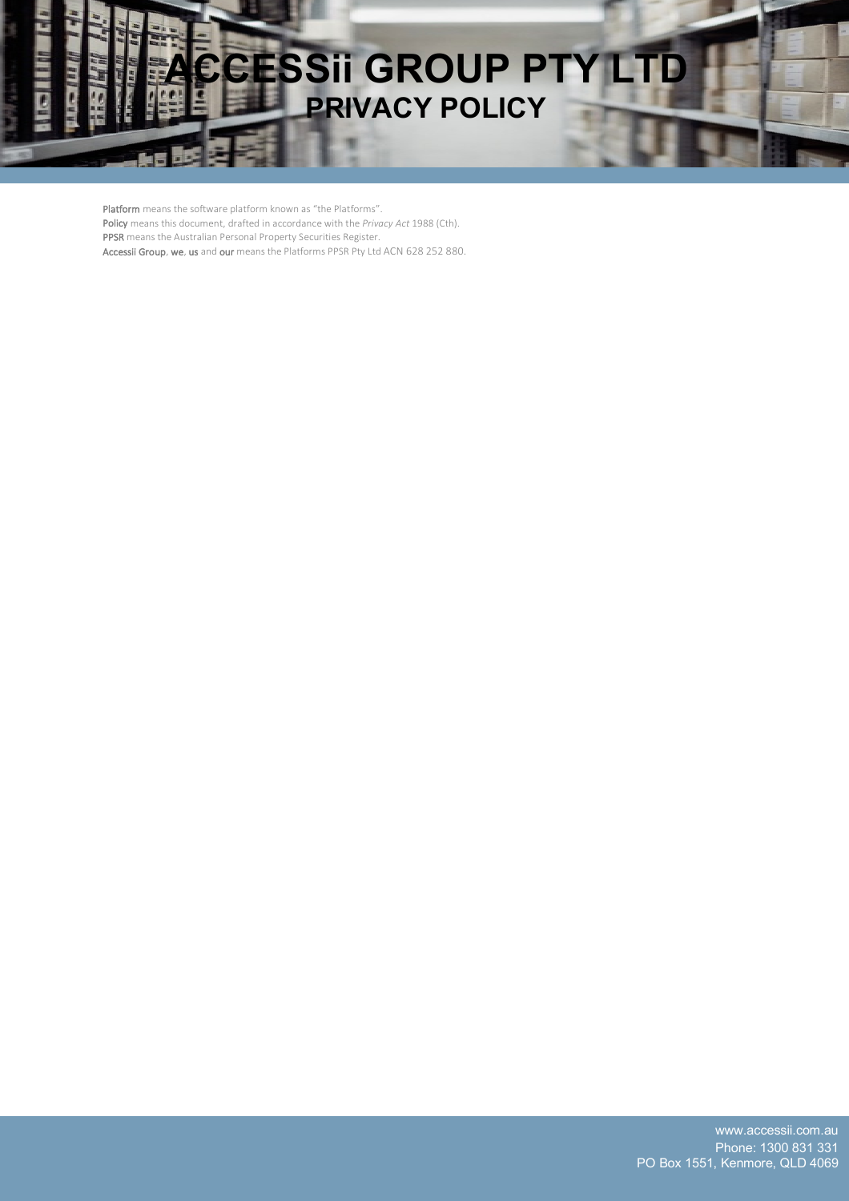**Platform** means the software platform known as "the Platforms".

**Policy** means this document, drafted in accordance with the *Privacy Act* 1988 (Cth).

**PPSR** means the Australian Personal Property Securities Register.

**Accessii Group**, **we**, **us** and **our** means the Platforms PPSR Pty Ltd ACN 628 252 880.